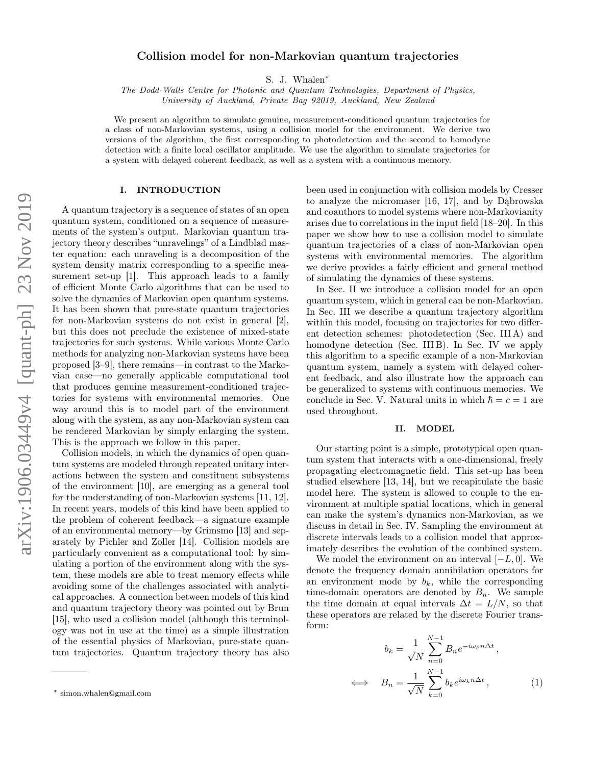# Collision model for non-Markovian quantum trajectories

S. J. Whalen*

*The Dodd-Walls Centre for Photonic and Quantum Technologies, Department of Physics, University of Auckland, Private Bag 92019, Auckland, New Zealand*

We present an algorithm to simulate genuine, measurement-conditioned quantum trajectories for a class of non-Markovian systems, using a collision model for the environment. We derive two versions of the algorithm, the first corresponding to photodetection and the second to homodyne detection with a finite local oscillator amplitude. We use the algorithm to simulate trajectories for a system with delayed coherent feedback, as well as a system with a continuous memory.

## I. INTRODUCTION

A quantum trajectory is a sequence of states of an open quantum system, conditioned on a sequence of measurements of the system's output. Markovian quantum trajectory theory describes "unravelings" of a Lindblad master equation: each unraveling is a decomposition of the system density matrix corresponding to a specific measurement set-up [1]. This approach leads to a family of efficient Monte Carlo algorithms that can be used to solve the dynamics of Markovian open quantum systems. It has been shown that pure-state quantum trajectories for non-Markovian systems do not exist in general [2], but this does not preclude the existence of mixed-state trajectories for such systems. While various Monte Carlo methods for analyzing non-Markovian systems have been proposed [3–9], there remains—in contrast to the Markovian case—no generally applicable computational tool that produces genuine measurement-conditioned trajectories for systems with environmental memories. One way around this is to model part of the environment along with the system, as any non-Markovian system can be rendered Markovian by simply enlarging the system. This is the approach we follow in this paper.

Collision models, in which the dynamics of open quantum systems are modeled through repeated unitary interactions between the system and constituent subsystems of the environment [10], are emerging as a general tool for the understanding of non-Markovian systems [11, 12]. In recent years, models of this kind have been applied to the problem of coherent feedback—a signature example of an environmental memory—by Grimsmo [13] and separately by Pichler and Zoller [14]. Collision models are particularly convenient as a computational tool: by simulating a portion of the environment along with the system, these models are able to treat memory effects while avoiding some of the challenges associated with analytical approaches. A connection between models of this kind and quantum trajectory theory was pointed out by Brun [15], who used a collision model (although this terminology was not in use at the time) as a simple illustration of the essential physics of Markovian, pure-state quantum trajectories. Quantum trajectory theory has also been used in conjunction with collision models by Cresser to analyze the micromaser [16, 17], and by Dąbrowska and coauthors to model systems where non-Markovianity arises due to correlations in the input field [18–20]. In this paper we show how to use a collision model to simulate quantum trajectories of a class of non-Markovian open systems with environmental memories. The algorithm we derive provides a fairly efficient and general method of simulating the dynamics of these systems.

In Sec. II we introduce a collision model for an open quantum system, which in general can be non-Markovian. In Sec. III we describe a quantum trajectory algorithm within this model, focusing on trajectories for two different detection schemes: photodetection (Sec. III A) and homodyne detection (Sec. III B). In Sec. IV we apply this algorithm to a specific example of a non-Markovian quantum system, namely a system with delayed coherent feedback, and also illustrate how the approach can be generalized to systems with continuous memories. We conclude in Sec. V. Natural units in which $\hbar = c = 1$ are used throughout.

## II. MODEL

Our starting point is a simple, prototypical open quantum system that interacts with a one-dimensional, freely propagating electromagnetic field. This set-up has been studied elsewhere [13, 14], but we recapitulate the basic model here. The system is allowed to couple to the environment at multiple spatial locations, which in general can make the system's dynamics non-Markovian, as we discuss in detail in Sec. IV. Sampling the environment at discrete intervals leads to a collision model that approximately describes the evolution of the combined system.

We model the environment on an interval $[-L, 0]$. We denote the frequency domain annihilation operators for an environment mode by $b_k$, while the corresponding time-domain operators are denoted by $B_n$. We sample the time domain at equal intervals $\Delta t = L/N$, so that these operators are related by the discrete Fourier transform:

$$b_k = \frac{1}{\sqrt{N}} \sum_{n=0}^{N-1} B_n e^{-i\omega_k n \Delta t} \,,$$

$$\iff \quad B_n = \frac{1}{\sqrt{N}} \sum_{k=0}^{N-1} b_k e^{i\omega_k n \Delta t} \,, \tag{1}$$

* simon.whalen@gmail.com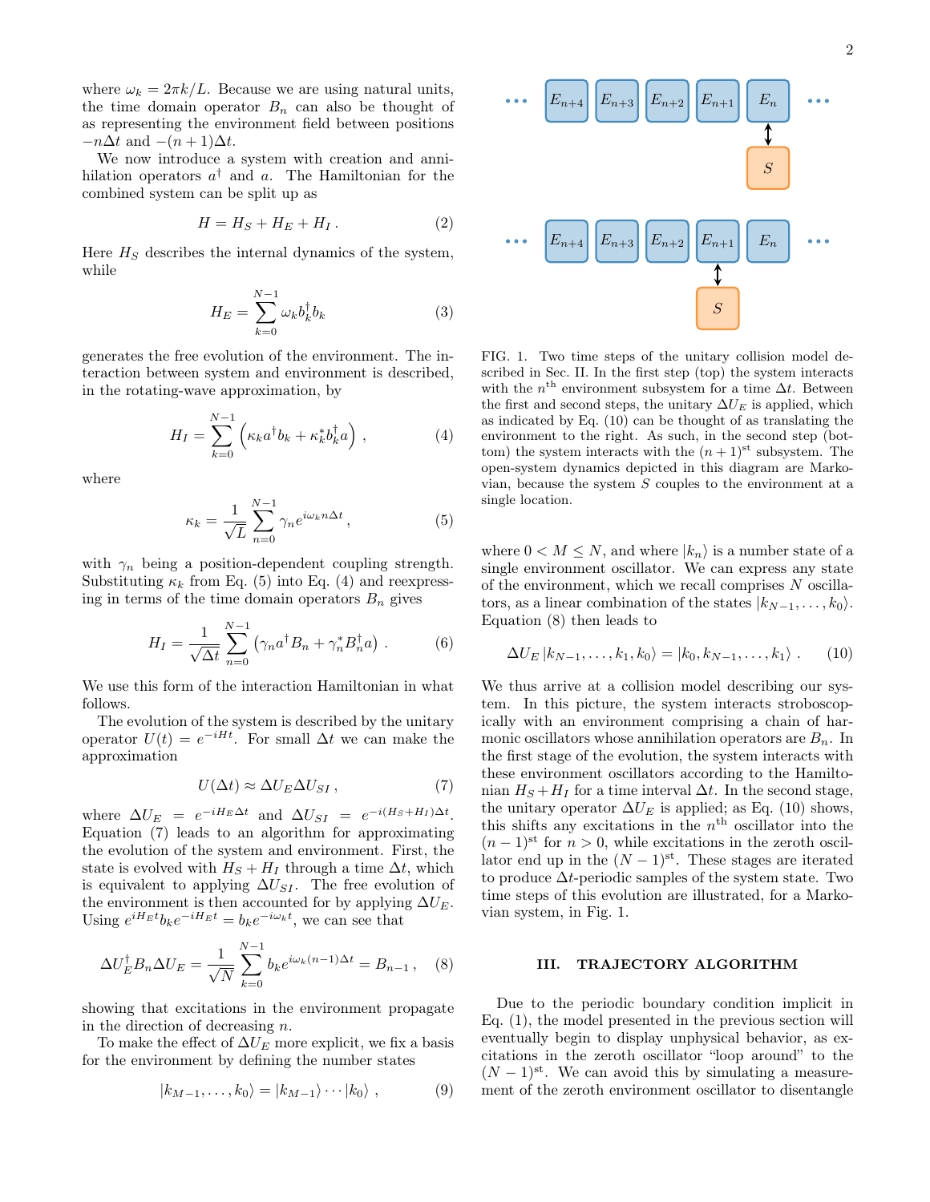where $\omega_k = 2\pi k/L$. Because we are using natural units, the time domain operator $B_n$ can also be thought of as representing the environment field between positions $-n\Delta t$ and $-(n+1)\Delta t$.

We now introduce a system with creation and annihilation operators $a^\dagger$ and $a$. The Hamiltonian for the combined system can be split up as

$$H = H_S + H_E + H_I \,. \tag{2}$$

Here $H_S$ describes the internal dynamics of the system, while

$$H_E = \sum_{k=0}^{N-1} \omega_k b_k^\dagger b_k \tag{3}$$

generates the free evolution of the environment. The interaction between system and environment is described, in the rotating-wave approximation, by

$$H_I = \sum_{k=0}^{N-1} \left( \kappa_k a^\dagger b_k + \kappa_k^* b_k^\dagger a \right) , \tag{4}$$

where

$$\kappa_k = \frac{1}{\sqrt{L}} \sum_{n=0}^{N-1} \gamma_n e^{i\omega_k n \Delta t} , \tag{5}$$

with $\gamma_n$ being a position-dependent coupling strength. Substituting $\kappa_k$ from Eq. (5) into Eq. (4) and reexpressing in terms of the time domain operators $B_n$ gives

$$H_I = \frac{1}{\sqrt{\Delta t}} \sum_{n=0}^{N-1} \left( \gamma_n a^\dagger B_n + \gamma_n^* B_n^\dagger a \right) . \tag{6}$$

We use this form of the interaction Hamiltonian in what follows.

The evolution of the system is described by the unitary operator $U(t) = e^{-iHt}$. For small $\Delta t$ we can make the approximation

$$U(\Delta t) \approx \Delta U_E \Delta U_{SI} \,, \tag{7}$$

where $\Delta U_E = e^{-iH_E \Delta t}$ and $\Delta U_{SI} = e^{-i(H_S+H_I)\Delta t}$. Equation (7) leads to an algorithm for approximating the evolution of the system and environment. First, the state is evolved with $H_S + H_I$ through a time $\Delta t$, which is equivalent to applying $\Delta U_{SI}$. The free evolution of the environment is then accounted for by applying $\Delta U_E$. Using $e^{iH_E t} b_k e^{-iH_E t} = b_k e^{-i\omega_k t}$, we can see that

$$\Delta U_E^\dagger B_n \Delta U_E = \frac{1}{\sqrt{N}} \sum_{k=0}^{N-1} b_k e^{i\omega_k (n-1)\Delta t} = B_{n-1} \,, \tag{8}$$

showing that excitations in the environment propagate in the direction of decreasing $n$.

To make the effect of $\Delta U_E$ more explicit, we fix a basis for the environment by defining the number states

$$|k_{M-1}, \ldots, k_0\rangle = |k_{M-1}\rangle \cdots |k_0\rangle \,, \tag{9}$$

FIG. 1. Two time steps of the unitary collision model described in Sec. II. In the first step (top) the system interacts with the $n^{\text{th}}$ environment subsystem for a time $\Delta t$. Between the first and second steps, the unitary $\Delta U_E$ is applied, which as indicated by Eq. (10) can be thought of as translating the environment to the right. As such, in the second step (bottom) the system interacts with the $(n+1)^{\text{st}}$ subsystem. The open-system dynamics depicted in this diagram are Markovian, because the system $S$ couples to the environment at a single location.

where $0 < M \leq N$, and where $|k_n\rangle$ is a number state of a single environment oscillator. We can express any state of the environment, which we recall comprises $N$ oscillators, as a linear combination of the states $|k_{N-1}, \ldots, k_0\rangle$. Equation (8) then leads to

$$\Delta U_E \,|k_{N-1}, \ldots, k_1, k_0\rangle = |k_0, k_{N-1}, \ldots, k_1\rangle \,. \tag{10}$$

We thus arrive at a collision model describing our system. In this picture, the system interacts stroboscopically with an environment comprising a chain of harmonic oscillators whose annihilation operators are $B_n$. In the first stage of the evolution, the system interacts with these environment oscillators according to the Hamiltonian $H_S + H_I$ for a time interval $\Delta t$. In the second stage, the unitary operator $\Delta U_E$ is applied; as Eq. (10) shows, this shifts any excitations in the $n^{\text{th}}$ oscillator into the $(n-1)^{\text{st}}$ for $n > 0$, while excitations in the zeroth oscillator end up in the $(N-1)^{\text{st}}$. These stages are iterated to produce $\Delta t$-periodic samples of the system state. Two time steps of this evolution are illustrated, for a Markovian system, in Fig. 1.

## III. TRAJECTORY ALGORITHM

Due to the periodic boundary condition implicit in Eq. (1), the model presented in the previous section will eventually begin to display unphysical behavior, as excitations in the zeroth oscillator "loop around" to the $(N-1)^{\text{st}}$. We can avoid this by simulating a measurement of the zeroth environment oscillator to disentangle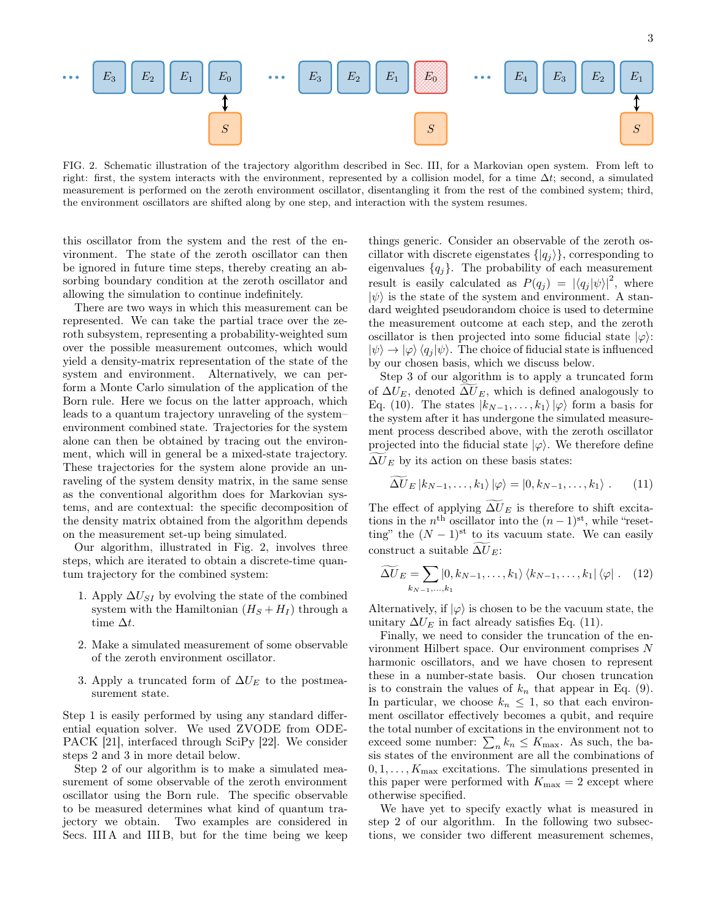FIG. 2. Schematic illustration of the trajectory algorithm described in Sec. III, for a Markovian open system. From left to right: first, the system interacts with the environment, represented by a collision model, for a time $\Delta t$; second, a simulated measurement is performed on the zeroth environment oscillator, disentangling it from the rest of the combined system; third, the environment oscillators are shifted along by one step, and interaction with the system resumes.

this oscillator from the system and the rest of the environment. The state of the zeroth oscillator can then be ignored in future time steps, thereby creating an absorbing boundary condition at the zeroth oscillator and allowing the simulation to continue indefinitely.

There are two ways in which this measurement can be represented. We can take the partial trace over the zeroth subsystem, representing a probability-weighted sum over the possible measurement outcomes, which would yield a density-matrix representation of the state of the system and environment. Alternatively, we can perform a Monte Carlo simulation of the application of the Born rule. Here we focus on the latter approach, which leads to a quantum trajectory unraveling of the system–environment combined state. Trajectories for the system alone can then be obtained by tracing out the environment, which will in general be a mixed-state trajectory. These trajectories for the system alone provide an unraveling of the system density matrix, in the same sense as the conventional algorithm does for Markovian systems, and are contextual: the specific decomposition of the density matrix obtained from the algorithm depends on the measurement set-up being simulated.

Our algorithm, illustrated in Fig. 2, involves three steps, which are iterated to obtain a discrete-time quantum trajectory for the combined system:

1. Apply $\Delta U_{SI}$ by evolving the state of the combined system with the Hamiltonian $(H_S + H_I)$ through a time $\Delta t$.
2. Make a simulated measurement of some observable of the zeroth environment oscillator.
3. Apply a truncated form of $\Delta U_E$ to the postmeasurement state.

Step 1 is easily performed by using any standard differential equation solver. We used ZVODE from ODEPACK [21], interfaced through SciPy [22]. We consider steps 2 and 3 in more detail below.

Step 2 of our algorithm is to make a simulated measurement of some observable of the zeroth environment oscillator using the Born rule. The specific observable to be measured determines what kind of quantum trajectory we obtain. Two examples are considered in Secs. III A and III B, but for the time being we keep things generic. Consider an observable of the zeroth oscillator with discrete eigenstates $\{|q_j\rangle\}$, corresponding to eigenvalues $\{q_j\}$. The probability of each measurement result is easily calculated as $P(q_j) = |\langle q_j|\psi\rangle|^2$, where $|\psi\rangle$ is the state of the system and environment. A standard weighted pseudorandom choice is used to determine the measurement outcome at each step, and the zeroth oscillator is then projected into some fiducial state $|\varphi\rangle$: $|\psi\rangle \to |\varphi\rangle\langle q_j|\psi\rangle$. The choice of fiducial state is influenced by our chosen basis, which we discuss below.

Step 3 of our algorithm is to apply a truncated form of $\Delta U_E$, denoted $\widetilde{\Delta U}_E$, which is defined analogously to Eq. (10). The states $|k_{N-1}, \ldots, k_1\rangle|\varphi\rangle$ form a basis for the system after it has undergone the simulated measurement process described above, with the zeroth oscillator projected into the fiducial state $|\varphi\rangle$. We therefore define $\widetilde{\Delta U}_E$ by its action on these basis states:

$$\widetilde{\Delta U}_E |k_{N-1}, \ldots, k_1\rangle|\varphi\rangle = |0, k_{N-1}, \ldots, k_1\rangle \,. \tag{11}$$

The effect of applying $\widetilde{\Delta U}_E$ is therefore to shift excitations in the $n^{\text{th}}$ oscillator into the $(n-1)^{\text{st}}$, while "resetting" the $(N-1)^{\text{st}}$ to its vacuum state. We can easily construct a suitable $\widetilde{\Delta U}_E$:

$$\widetilde{\Delta U}_E = \sum_{k_{N-1},\ldots,k_1} |0, k_{N-1}, \ldots, k_1\rangle\langle k_{N-1}, \ldots, k_1|\langle\varphi| \,. \tag{12}$$

Alternatively, if $|\varphi\rangle$ is chosen to be the vacuum state, the unitary $\Delta U_E$ in fact already satisfies Eq. (11).

Finally, we need to consider the truncation of the environment Hilbert space. Our environment comprises $N$ harmonic oscillators, and we have chosen to represent these in a number-state basis. Our chosen truncation is to constrain the values of $k_n$ that appear in Eq. (9). In particular, we choose $k_n \leq 1$, so that each environment oscillator effectively becomes a qubit, and require the total number of excitations in the environment not to exceed some number: $\sum_n k_n \leq K_{\max}$. As such, the basis states of the environment are all the combinations of $0, 1, \ldots, K_{\max}$ excitations. The simulations presented in this paper were performed with $K_{\max} = 2$ except where otherwise specified.

We have yet to specify exactly what is measured in step 2 of our algorithm. In the following two subsections, we consider two different measurement schemes,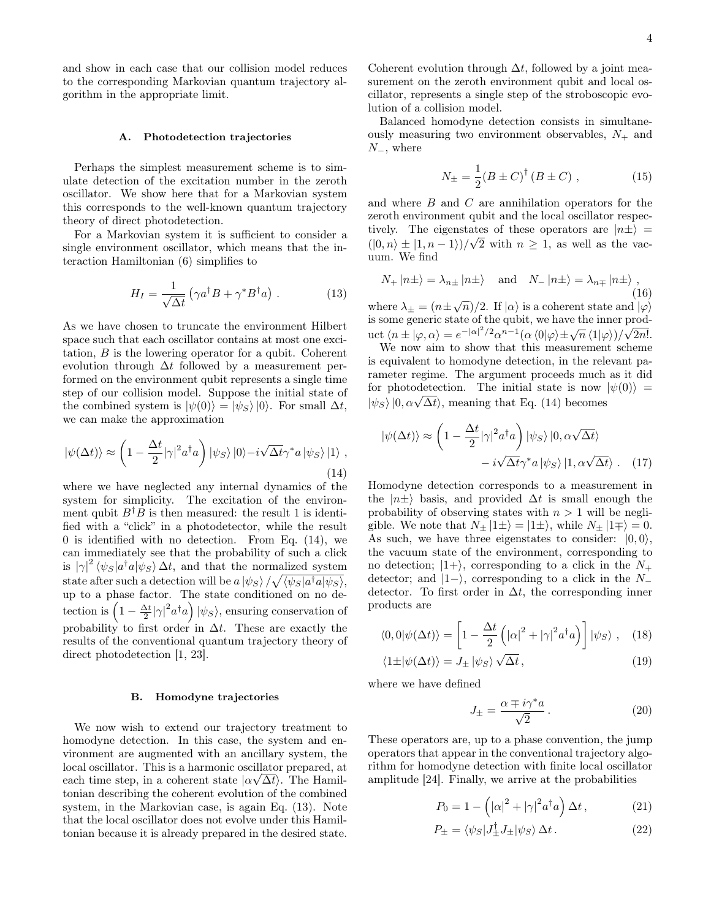and show in each case that our collision model reduces to the corresponding Markovian quantum trajectory algorithm in the appropriate limit.

### A. Photodetection trajectories

Perhaps the simplest measurement scheme is to simulate detection of the excitation number in the zeroth oscillator. We show here that for a Markovian system this corresponds to the well-known quantum trajectory theory of direct photodetection.

For a Markovian system it is sufficient to consider a single environment oscillator, which means that the interaction Hamiltonian (6) simplifies to

$$H_I = \frac{1}{\sqrt{\Delta t}}\left(\gamma a^\dagger B + \gamma^* B^\dagger a\right) . \tag{13}$$

As we have chosen to truncate the environment Hilbert space such that each oscillator contains at most one excitation, $B$ is the lowering operator for a qubit. Coherent evolution through $\Delta t$ followed by a measurement performed on the environment qubit represents a single time step of our collision model. Suppose the initial state of the combined system is $|\psi(0)\rangle = |\psi_S\rangle\,|0\rangle$. For small $\Delta t$, we can make the approximation

$$|\psi(\Delta t)\rangle \approx \left(1 - \frac{\Delta t}{2}|\gamma|^2 a^\dagger a\right)|\psi_S\rangle\,|0\rangle - i\sqrt{\Delta t}\gamma^* a\,|\psi_S\rangle\,|1\rangle \ , \tag{14}$$

where we have neglected any internal dynamics of the system for simplicity. The excitation of the environment qubit $B^\dagger B$ is then measured: the result 1 is identified with a "click" in a photodetector, while the result 0 is identified with no detection. From Eq. (14), we can immediately see that the probability of such a click is $|\gamma|^2\,\langle\psi_S|a^\dagger a|\psi_S\rangle\,\Delta t$, and that the normalized system state after such a detection will be $a\,|\psi_S\rangle/\sqrt{\langle\psi_S|a^\dagger a|\psi_S\rangle}$, up to a phase factor. The state conditioned on no detection is $\left(1 - \frac{\Delta t}{2}|\gamma|^2 a^\dagger a\right)|\psi_S\rangle$, ensuring conservation of probability to first order in $\Delta t$. These are exactly the results of the conventional quantum trajectory theory of direct photodetection [1, 23].

### B. Homodyne trajectories

We now wish to extend our trajectory treatment to homodyne detection. In this case, the system and environment are augmented with an ancillary system, the local oscillator. This is a harmonic oscillator prepared, at each time step, in a coherent state $|\alpha\sqrt{\Delta t}\rangle$. The Hamiltonian describing the coherent evolution of the combined system, in the Markovian case, is again Eq. (13). Note that the local oscillator does not evolve under this Hamiltonian because it is already prepared in the desired state. Coherent evolution through $\Delta t$, followed by a joint measurement on the zeroth environment qubit and local oscillator, represents a single step of the stroboscopic evolution of a collision model.

Balanced homodyne detection consists in simultaneously measuring two environment observables, $N_+$ and $N_-$, where

$$N_\pm = \frac{1}{2}(B \pm C)^\dagger\,(B \pm C) \ , \tag{15}$$

and where $B$ and $C$ are annihilation operators for the zeroth environment qubit and the local oscillator respectively. The eigenstates of these operators are $|n\pm\rangle = (|0,n\rangle \pm |1,n-1\rangle)/\sqrt{2}$ with $n \geq 1$, as well as the vacuum. We find

$$N_+\,|n\pm\rangle = \lambda_{n\pm}\,|n\pm\rangle \quad \text{and} \quad N_-\,|n\pm\rangle = \lambda_{n\mp}\,|n\pm\rangle \ , \tag{16}$$

where $\lambda_\pm = (n \pm \sqrt{n})/2$. If $|\alpha\rangle$ is a coherent state and $|\varphi\rangle$ is some generic state of the qubit, we have the inner product $\langle n\pm|\varphi,\alpha\rangle = e^{-|\alpha|^2/2}\alpha^{n-1}(\alpha\,\langle 0|\varphi\rangle \pm \sqrt{n}\,\langle 1|\varphi\rangle)/\sqrt{2n!}$.

We now aim to show that this measurement scheme is equivalent to homodyne detection, in the relevant parameter regime. The argument proceeds much as it did for photodetection. The initial state is now $|\psi(0)\rangle = |\psi_S\rangle\,|0,\alpha\sqrt{\Delta t}\rangle$, meaning that Eq. (14) becomes

$$|\psi(\Delta t)\rangle \approx \left(1 - \frac{\Delta t}{2}|\gamma|^2 a^\dagger a\right)|\psi_S\rangle\,|0,\alpha\sqrt{\Delta t}\rangle - i\sqrt{\Delta t}\gamma^* a\,|\psi_S\rangle\,|1,\alpha\sqrt{\Delta t}\rangle \ . \tag{17}$$

Homodyne detection corresponds to a measurement in the $|n\pm\rangle$ basis, and provided $\Delta t$ is small enough the probability of observing states with $n > 1$ will be negligible. We note that $N_\pm\,|1\pm\rangle = |1\pm\rangle$, while $N_\pm\,|1\mp\rangle = 0$. As such, we have three eigenstates to consider: $|0,0\rangle$, the vacuum state of the environment, corresponding to no detection; $|1+\rangle$, corresponding to a click in the $N_+$ detector; and $|1-\rangle$, corresponding to a click in the $N_-$ detector. To first order in $\Delta t$, the corresponding inner products are

$$\langle 0,0|\psi(\Delta t)\rangle = \left[1 - \frac{\Delta t}{2}\left(|\alpha|^2 + |\gamma|^2 a^\dagger a\right)\right]|\psi_S\rangle \ , \tag{18}$$

$$\langle 1\pm|\psi(\Delta t)\rangle = J_\pm\,|\psi_S\rangle\,\sqrt{\Delta t}\,, \tag{19}$$

where we have defined

$$J_\pm = \frac{\alpha \mp i\gamma^* a}{\sqrt{2}}\,. \tag{20}$$

These operators are, up to a phase convention, the jump operators that appear in the conventional trajectory algorithm for homodyne detection with finite local oscillator amplitude [24]. Finally, we arrive at the probabilities

$$P_0 = 1 - \left(|\alpha|^2 + |\gamma|^2 a^\dagger a\right)\Delta t\,, \tag{21}$$

$$P_\pm = \langle\psi_S|J_\pm^\dagger J_\pm|\psi_S\rangle\,\Delta t\,. \tag{22}$$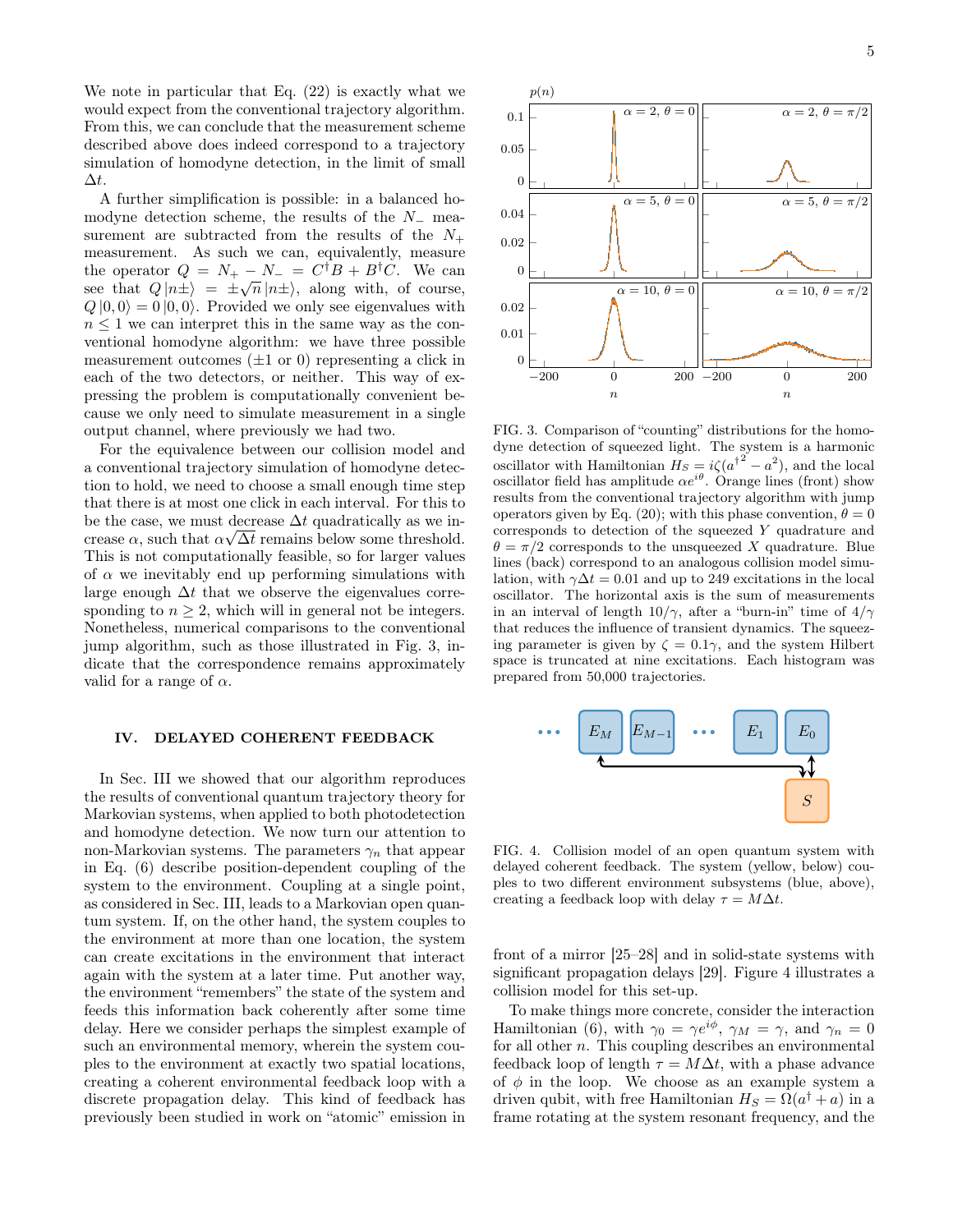We note in particular that Eq. (22) is exactly what we would expect from the conventional trajectory algorithm. From this, we can conclude that the measurement scheme described above does indeed correspond to a trajectory simulation of homodyne detection, in the limit of small $\Delta t$.

A further simplification is possible: in a balanced homodyne detection scheme, the results of the $N_-$ measurement are subtracted from the results of the $N_+$ measurement. As such we can, equivalently, measure the operator $Q = N_+ - N_- = C^\dagger B + B^\dagger C$. We can see that $Q\,|n\pm\rangle = \pm\sqrt{n}\,|n\pm\rangle$, along with, of course, $Q\,|0,0\rangle = 0\,|0,0\rangle$. Provided we only see eigenvalues with $n \leq 1$ we can interpret this in the same way as the conventional homodyne algorithm: we have three possible measurement outcomes ($\pm 1$ or 0) representing a click in each of the two detectors, or neither. This way of expressing the problem is computationally convenient because we only need to simulate measurement in a single output channel, where previously we had two.

For the equivalence between our collision model and a conventional trajectory simulation of homodyne detection to hold, we need to choose a small enough time step that there is at most one click in each interval. For this to be the case, we must decrease $\Delta t$ quadratically as we increase $\alpha$, such that $\alpha\sqrt{\Delta t}$ remains below some threshold. This is not computationally feasible, so for larger values of $\alpha$ we inevitably end up performing simulations with large enough $\Delta t$ that we observe the eigenvalues corresponding to $n \geq 2$, which will in general not be integers. Nonetheless, numerical comparisons to the conventional jump algorithm, such as those illustrated in Fig. 3, indicate that the correspondence remains approximately valid for a range of $\alpha$.

FIG. 3. Comparison of "counting" distributions for the homodyne detection of squeezed light. The system is a harmonic oscillator with Hamiltonian $H_S = i\zeta(a^{\dagger 2} - a^2)$, and the local oscillator field has amplitude $\alpha e^{i\theta}$. Orange lines (front) show results from the conventional trajectory algorithm with jump operators given by Eq. (20); with this phase convention, $\theta = 0$ corresponds to detection of the squeezed $Y$ quadrature and $\theta = \pi/2$ corresponds to the unsqueezed $X$ quadrature. Blue lines (back) correspond to an analogous collision model simulation, with $\gamma\Delta t = 0.01$ and up to 249 excitations in the local oscillator. The horizontal axis is the sum of measurements in an interval of length $10/\gamma$, after a "burn-in" time of $4/\gamma$ that reduces the influence of transient dynamics. The squeezing parameter is given by $\zeta = 0.1\gamma$, and the system Hilbert space is truncated at nine excitations. Each histogram was prepared from 50,000 trajectories.

FIG. 4. Collision model of an open quantum system with delayed coherent feedback. The system (yellow, below) couples to two different environment subsystems (blue, above), creating a feedback loop with delay $\tau = M\Delta t$.

## IV. DELAYED COHERENT FEEDBACK

In Sec. III we showed that our algorithm reproduces the results of conventional quantum trajectory theory for Markovian systems, when applied to both photodetection and homodyne detection. We now turn our attention to non-Markovian systems. The parameters $\gamma_n$ that appear in Eq. (6) describe position-dependent coupling of the system to the environment. Coupling at a single point, as considered in Sec. III, leads to a Markovian open quantum system. If, on the other hand, the system couples to the environment at more than one location, the system can create excitations in the environment that interact again with the system at a later time. Put another way, the environment "remembers" the state of the system and feeds this information back coherently after some time delay. Here we consider perhaps the simplest example of such an environmental memory, wherein the system couples to the environment at exactly two spatial locations, creating a coherent environmental feedback loop with a discrete propagation delay. This kind of feedback has previously been studied in work on "atomic" emission in front of a mirror [25–28] and in solid-state systems with significant propagation delays [29]. Figure 4 illustrates a collision model for this set-up.

To make things more concrete, consider the interaction Hamiltonian (6), with $\gamma_0 = \gamma e^{i\phi}$, $\gamma_M = \gamma$, and $\gamma_n = 0$ for all other $n$. This coupling describes an environmental feedback loop of length $\tau = M\Delta t$, with a phase advance of $\phi$ in the loop. We choose as an example system a driven qubit, with free Hamiltonian $H_S = \Omega(a^\dagger + a)$ in a frame rotating at the system resonant frequency, and the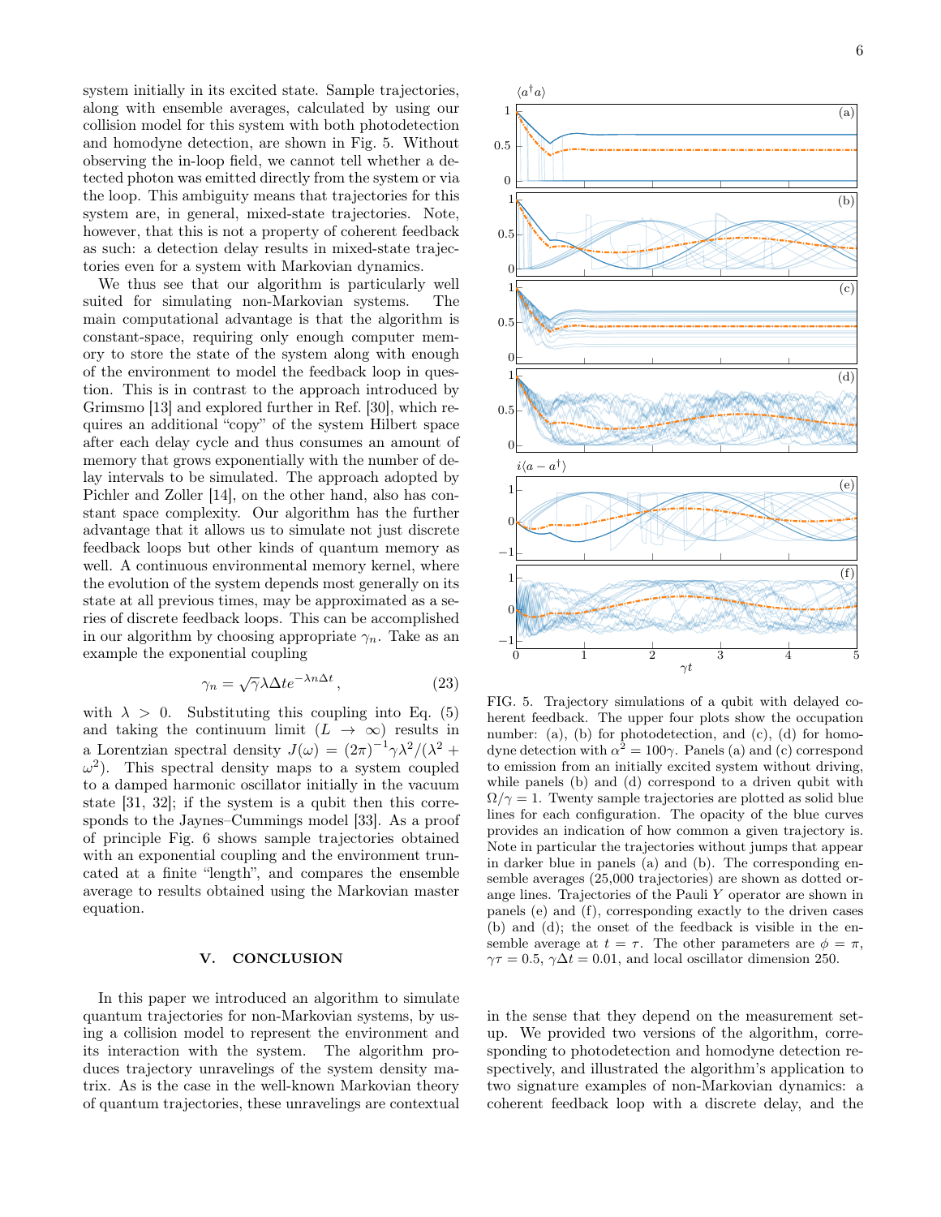system initially in its excited state. Sample trajectories, along with ensemble averages, calculated by using our collision model for this system with both photodetection and homodyne detection, are shown in Fig. 5. Without observing the in-loop field, we cannot tell whether a detected photon was emitted directly from the system or via the loop. This ambiguity means that trajectories for this system are, in general, mixed-state trajectories. Note, however, that this is not a property of coherent feedback as such: a detection delay results in mixed-state trajectories even for a system with Markovian dynamics.

We thus see that our algorithm is particularly well suited for simulating non-Markovian systems. The main computational advantage is that the algorithm is constant-space, requiring only enough computer memory to store the state of the system along with enough of the environment to model the feedback loop in question. This is in contrast to the approach introduced by Grimsmo [13] and explored further in Ref. [30], which requires an additional "copy" of the system Hilbert space after each delay cycle and thus consumes an amount of memory that grows exponentially with the number of delay intervals to be simulated. The approach adopted by Pichler and Zoller [14], on the other hand, also has constant space complexity. Our algorithm has the further advantage that it allows us to simulate not just discrete feedback loops but other kinds of quantum memory as well. A continuous environmental memory kernel, where the evolution of the system depends most generally on its state at all previous times, may be approximated as a series of discrete feedback loops. This can be accomplished in our algorithm by choosing appropriate $\gamma_n$. Take as an example the exponential coupling

$$\gamma_n = \sqrt{\gamma}\lambda\Delta t e^{-\lambda n\Delta t}\,, \tag{23}$$

with $\lambda > 0$. Substituting this coupling into Eq. (5) and taking the continuum limit ($L \to \infty$) results in a Lorentzian spectral density $J(\omega) = (2\pi)^{-1}\gamma\lambda^2/(\lambda^2 + \omega^2)$. This spectral density maps to a system coupled to a damped harmonic oscillator initially in the vacuum state [31, 32]; if the system is a qubit then this corresponds to the Jaynes–Cummings model [33]. As a proof of principle Fig. 6 shows sample trajectories obtained with an exponential coupling and the environment truncated at a finite "length", and compares the ensemble average to results obtained using the Markovian master equation.

FIG. 5. Trajectory simulations of a qubit with delayed coherent feedback. The upper four plots show the occupation number: (a), (b) for photodetection, and (c), (d) for homodyne detection with $\alpha^2 = 100\gamma$. Panels (a) and (c) correspond to emission from an initially excited system without driving, while panels (b) and (d) correspond to a driven qubit with $\Omega/\gamma = 1$. Twenty sample trajectories are plotted as solid blue lines for each configuration. The opacity of the blue curves provides an indication of how common a given trajectory is. Note in particular the trajectories without jumps that appear in darker blue in panels (a) and (b). The corresponding ensemble averages (25,000 trajectories) are shown as dotted orange lines. Trajectories of the Pauli $Y$ operator are shown in panels (e) and (f), corresponding exactly to the driven cases (b) and (d); the onset of the feedback is visible in the ensemble average at $t = \tau$. The other parameters are $\phi = \pi$, $\gamma\tau = 0.5$, $\gamma\Delta t = 0.01$, and local oscillator dimension 250.

## V. CONCLUSION

In this paper we introduced an algorithm to simulate quantum trajectories for non-Markovian systems, by using a collision model to represent the environment and its interaction with the system. The algorithm produces trajectory unravelings of the system density matrix. As is the case in the well-known Markovian theory of quantum trajectories, these unravelings are contextual in the sense that they depend on the measurement setup. We provided two versions of the algorithm, corresponding to photodetection and homodyne detection respectively, and illustrated the algorithm's application to two signature examples of non-Markovian dynamics: a coherent feedback loop with a discrete delay, and the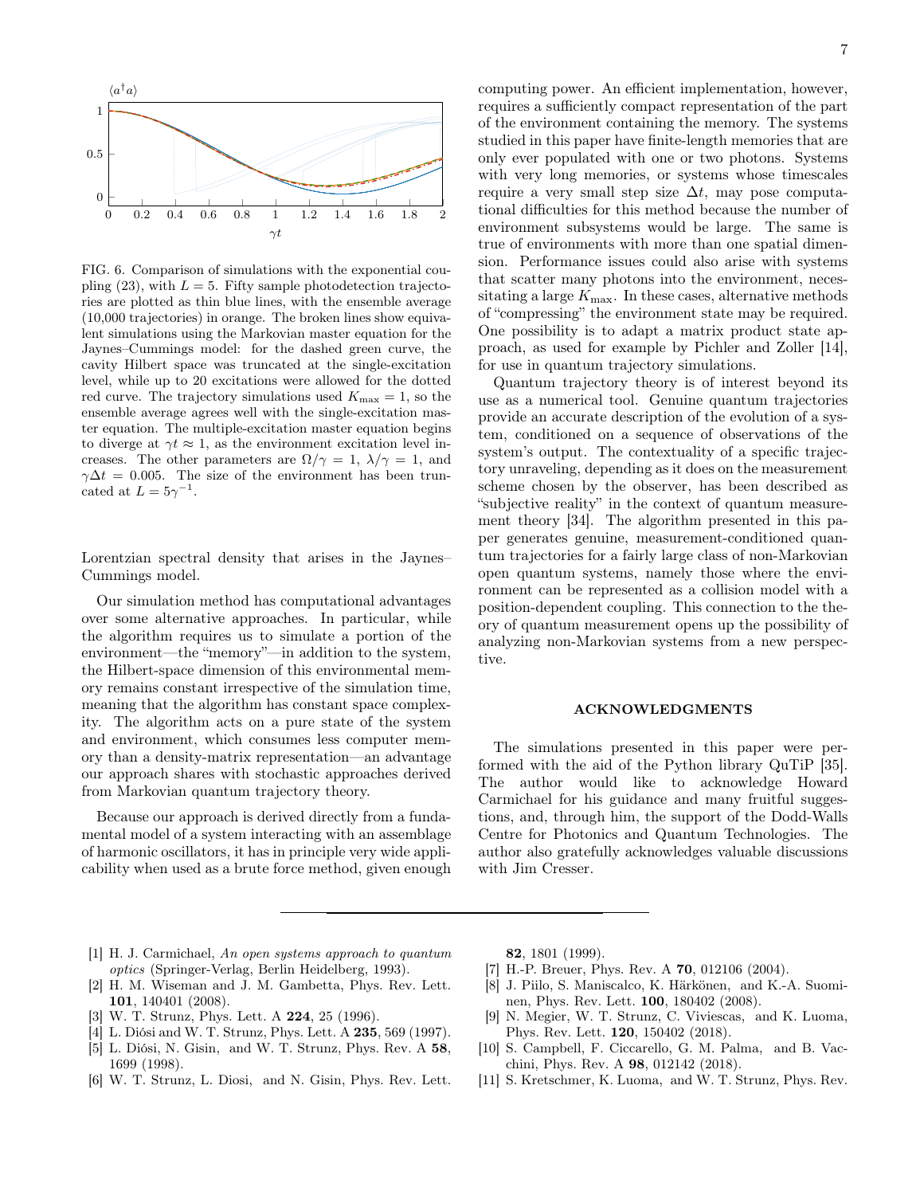FIG. 6. Comparison of simulations with the exponential coupling (23), with $L = 5$. Fifty sample photodetection trajectories are plotted as thin blue lines, with the ensemble average (10,000 trajectories) in orange. The broken lines show equivalent simulations using the Markovian master equation for the Jaynes–Cummings model: for the dashed green curve, the cavity Hilbert space was truncated at the single-excitation level, while up to 20 excitations were allowed for the dotted red curve. The trajectory simulations used $K_{\max} = 1$, so the ensemble average agrees well with the single-excitation master equation. The multiple-excitation master equation begins to diverge at $\gamma t \approx 1$, as the environment excitation level increases. The other parameters are $\Omega/\gamma = 1$, $\lambda/\gamma = 1$, and $\gamma\Delta t = 0.005$. The size of the environment has been truncated at $L = 5\gamma^{-1}$.

Lorentzian spectral density that arises in the Jaynes–Cummings model.

Our simulation method has computational advantages over some alternative approaches. In particular, while the algorithm requires us to simulate a portion of the environment—the "memory"—in addition to the system, the Hilbert-space dimension of this environmental memory remains constant irrespective of the simulation time, meaning that the algorithm has constant space complexity. The algorithm acts on a pure state of the system and environment, which consumes less computer memory than a density-matrix representation—an advantage our approach shares with stochastic approaches derived from Markovian quantum trajectory theory.

Because our approach is derived directly from a fundamental model of a system interacting with an assemblage of harmonic oscillators, it has in principle very wide applicability when used as a brute force method, given enough computing power. An efficient implementation, however, requires a sufficiently compact representation of the part of the environment containing the memory. The systems studied in this paper have finite-length memories that are only ever populated with one or two photons. Systems with very long memories, or systems whose timescales require a very small step size $\Delta t$, may pose computational difficulties for this method because the number of environment subsystems would be large. The same is true of environments with more than one spatial dimension. Performance issues could also arise with systems that scatter many photons into the environment, necessitating a large $K_{\max}$. In these cases, alternative methods of "compressing" the environment state may be required. One possibility is to adapt a matrix product state approach, as used for example by Pichler and Zoller [14], for use in quantum trajectory simulations.

Quantum trajectory theory is of interest beyond its use as a numerical tool. Genuine quantum trajectories provide an accurate description of the evolution of a system, conditioned on a sequence of observations of the system's output. The contextuality of a specific trajectory unraveling, depending as it does on the measurement scheme chosen by the observer, has been described as "subjective reality" in the context of quantum measurement theory [34]. The algorithm presented in this paper generates genuine, measurement-conditioned quantum trajectories for a fairly large class of non-Markovian open quantum systems, namely those where the environment can be represented as a collision model with a position-dependent coupling. This connection to the theory of quantum measurement opens up the possibility of analyzing non-Markovian systems from a new perspective.

## ACKNOWLEDGMENTS

The simulations presented in this paper were performed with the aid of the Python library QuTiP [35]. The author would like to acknowledge Howard Carmichael for his guidance and many fruitful suggestions, and, through him, the support of the Dodd-Walls Centre for Photonics and Quantum Technologies. The author also gratefully acknowledges valuable discussions with Jim Cresser.

---

[1] H. J. Carmichael, *An open systems approach to quantum optics* (Springer-Verlag, Berlin Heidelberg, 1993).
[2] H. M. Wiseman and J. M. Gambetta, Phys. Rev. Lett. **101**, 140401 (2008).
[3] W. T. Strunz, Phys. Lett. A **224**, 25 (1996).
[4] L. Diósi and W. T. Strunz, Phys. Lett. A **235**, 569 (1997).
[5] L. Diósi, N. Gisin, and W. T. Strunz, Phys. Rev. A **58**, 1699 (1998).
[6] W. T. Strunz, L. Diosi, and N. Gisin, Phys. Rev. Lett. **82**, 1801 (1999).
[7] H.-P. Breuer, Phys. Rev. A **70**, 012106 (2004).
[8] J. Piilo, S. Maniscalco, K. Härkönen, and K.-A. Suominen, Phys. Rev. Lett. **100**, 180402 (2008).
[9] N. Megier, W. T. Strunz, C. Viviescas, and K. Luoma, Phys. Rev. Lett. **120**, 150402 (2018).
[10] S. Campbell, F. Ciccarello, G. M. Palma, and B. Vacchini, Phys. Rev. A **98**, 012142 (2018).
[11] S. Kretschmer, K. Luoma, and W. T. Strunz, Phys. Rev.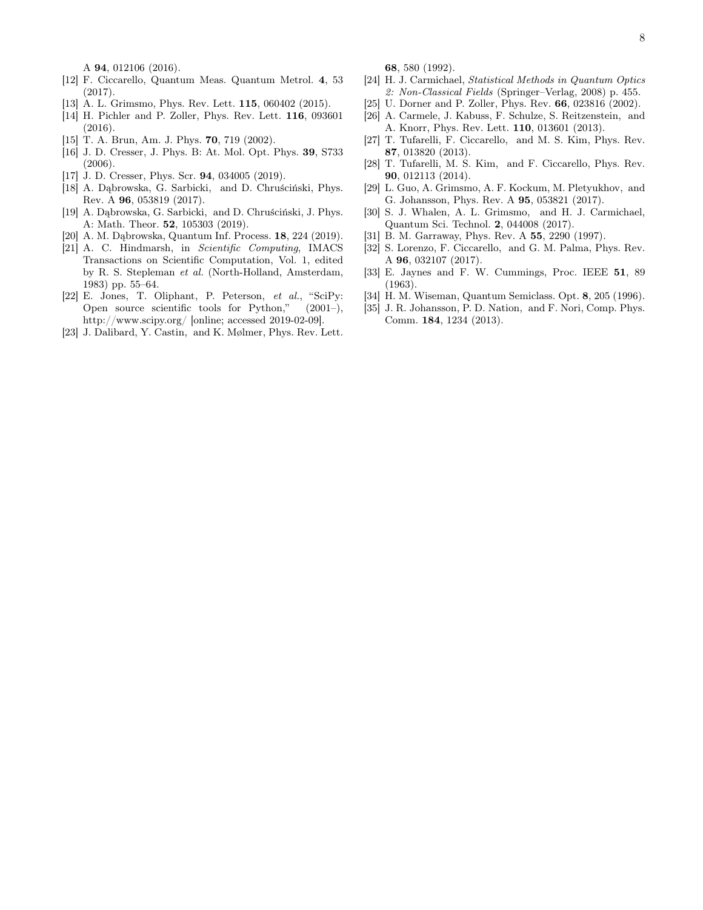A **94**, 012106 (2016).

[12] F. Ciccarello, Quantum Meas. Quantum Metrol. **4**, 53 (2017).

[13] A. L. Grimsmo, Phys. Rev. Lett. **115**, 060402 (2015).

[14] H. Pichler and P. Zoller, Phys. Rev. Lett. **116**, 093601 (2016).

[15] T. A. Brun, Am. J. Phys. **70**, 719 (2002).

[16] J. D. Cresser, J. Phys. B: At. Mol. Opt. Phys. **39**, S733 (2006).

[17] J. D. Cresser, Phys. Scr. **94**, 034005 (2019).

[18] A. Dąbrowska, G. Sarbicki, and D. Chruściński, Phys. Rev. A **96**, 053819 (2017).

[19] A. Dąbrowska, G. Sarbicki, and D. Chruściński, J. Phys. A: Math. Theor. **52**, 105303 (2019).

[20] A. M. Dąbrowska, Quantum Inf. Process. **18**, 224 (2019).

[21] A. C. Hindmarsh, in *Scientific Computing*, IMACS Transactions on Scientific Computation, Vol. 1, edited by R. S. Stepleman *et al.* (North-Holland, Amsterdam, 1983) pp. 55–64.

[22] E. Jones, T. Oliphant, P. Peterson, *et al.*, "SciPy: Open source scientific tools for Python," (2001–), http://www.scipy.org/ [online; accessed 2019-02-09].

[23] J. Dalibard, Y. Castin, and K. Mølmer, Phys. Rev. Lett. **68**, 580 (1992).

[24] H. J. Carmichael, *Statistical Methods in Quantum Optics 2: Non-Classical Fields* (Springer–Verlag, 2008) p. 455.

[25] U. Dorner and P. Zoller, Phys. Rev. **66**, 023816 (2002).

[26] A. Carmele, J. Kabuss, F. Schulze, S. Reitzenstein, and A. Knorr, Phys. Rev. Lett. **110**, 013601 (2013).

[27] T. Tufarelli, F. Ciccarello, and M. S. Kim, Phys. Rev. **87**, 013820 (2013).

[28] T. Tufarelli, M. S. Kim, and F. Ciccarello, Phys. Rev. **90**, 012113 (2014).

[29] L. Guo, A. Grimsmo, A. F. Kockum, M. Pletyukhov, and G. Johansson, Phys. Rev. A **95**, 053821 (2017).

[30] S. J. Whalen, A. L. Grimsmo, and H. J. Carmichael, Quantum Sci. Technol. **2**, 044008 (2017).

[31] B. M. Garraway, Phys. Rev. A **55**, 2290 (1997).

[32] S. Lorenzo, F. Ciccarello, and G. M. Palma, Phys. Rev. A **96**, 032107 (2017).

[33] E. Jaynes and F. W. Cummings, Proc. IEEE **51**, 89 (1963).

[34] H. M. Wiseman, Quantum Semiclass. Opt. **8**, 205 (1996).

[35] J. R. Johansson, P. D. Nation, and F. Nori, Comp. Phys. Comm. **184**, 1234 (2013).